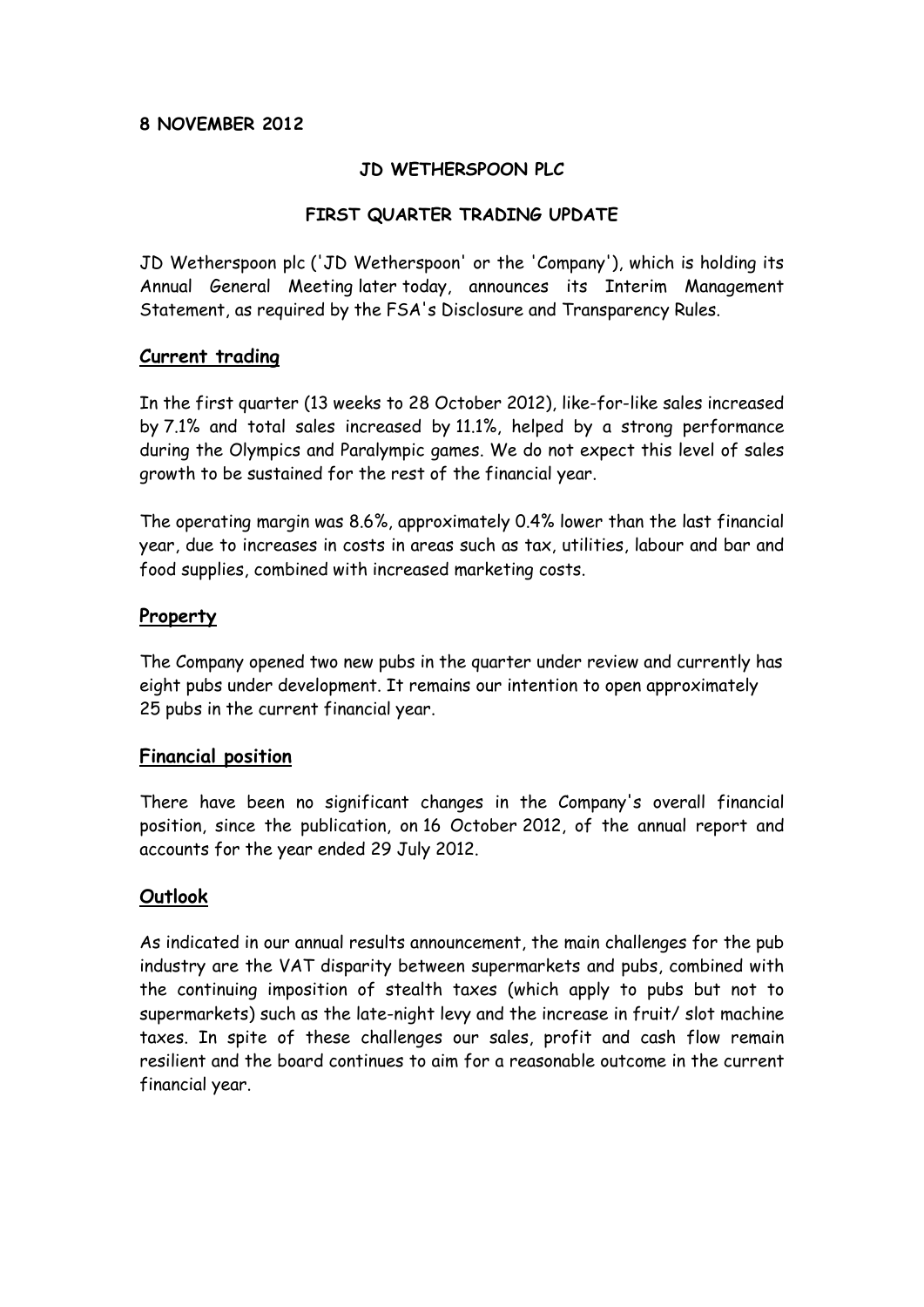**8 NOVEMBER 2012**

## JD WETHERSPOON PLC

## FIRST QUARTER TRADING UPDATE

JD Wetherspoon plc ('JD Wetherspoon' or the 'Company'), which is holding its Annual General Meeting later today, announces its Interim Management Statement, as required by the FSA's Disclosure and Transparency Rules.

### Current trading

In the first quarter (13 weeks to 28 October 2012), like-for-like sales increased by 7.1% and total sales increased by 11.1%, helped by a strong performance during the Olympics and Paralympic games. We do not expect this level of sales growth to be sustained for the rest of the financial year.

The operating margin was 8.6%, approximately 0.4% lower than the last financial year, due to increases in costs in areas such as tax, utilities, labour and bar and food supplies, combined with increased marketing costs.

### Property

The Company opened two new pubs in the quarter under review and currently has eight pubs under development. It remains our intention to open approximately 25 pubs in the current financial year.

### Financial position

There have been no significant changes in the Company's overall financial position, since the publication, on 16 October 2012, of the annual report and accounts for the year ended 29 July 2012.

### Outlook

As indicated in our annual results announcement, the main challenges for the pub industry are the VAT disparity between supermarkets and pubs, combined with the continuing imposition of stealth taxes (which apply to pubs but not to supermarkets) such as the late-night levy and the increase in fruit/ slot machine taxes. In spite of these challenges our sales, profit and cash flow remain resilient and the board continues to aim for a reasonable outcome in the current financial year.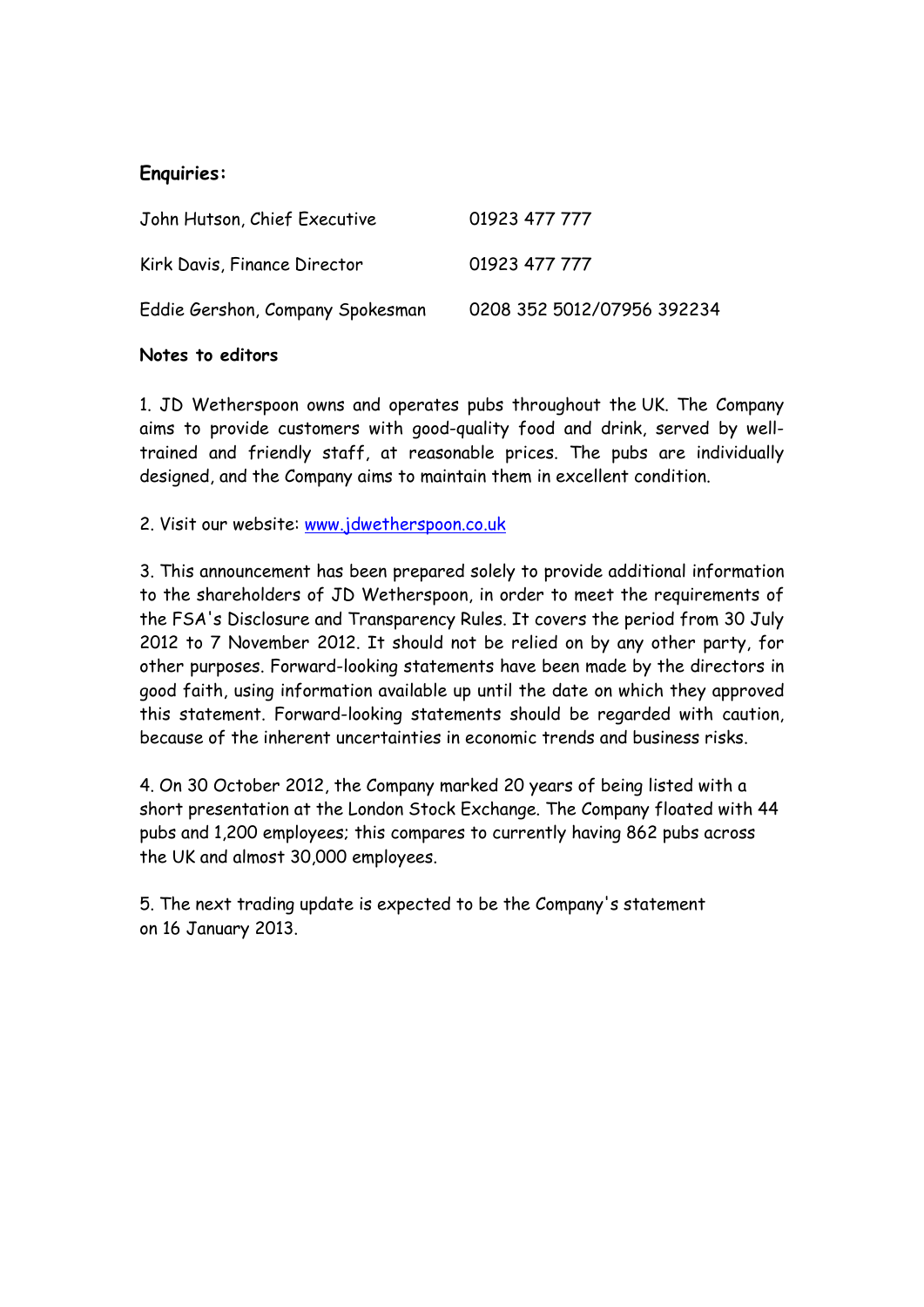**Enquiries:**

| | |
|---|---|
| John Hutson, Chief Executive | 01923 477 777 |
| Kirk Davis, Finance Director | 01923 477 777 |
| Eddie Gershon, Company Spokesman | 0208 352 5012/07956 392234 |

**Notes to editors**

1. JD Wetherspoon owns and operates pubs throughout the UK. The Company aims to provide customers with good-quality food and drink, served by well-trained and friendly staff, at reasonable prices. The pubs are individually designed, and the Company aims to maintain them in excellent condition.

2. Visit our website: [www.jdwetherspoon.co.uk](http://www.jdwetherspoon.co.uk)

3. This announcement has been prepared solely to provide additional information to the shareholders of JD Wetherspoon, in order to meet the requirements of the FSA's Disclosure and Transparency Rules. It covers the period from 30 July 2012 to 7 November 2012. It should not be relied on by any other party, for other purposes. Forward-looking statements have been made by the directors in good faith, using information available up until the date on which they approved this statement. Forward-looking statements should be regarded with caution, because of the inherent uncertainties in economic trends and business risks.

4. On 30 October 2012, the Company marked 20 years of being listed with a short presentation at the London Stock Exchange. The Company floated with 44 pubs and 1,200 employees; this compares to currently having 862 pubs across the UK and almost 30,000 employees.

5. The next trading update is expected to be the Company's statement on 16 January 2013.